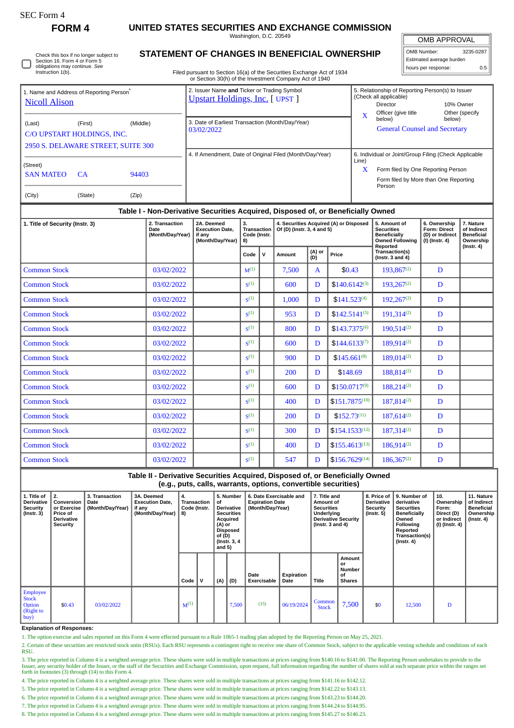SEC Form 4

# FORM 4

## UNITED STATES SECURITIES AND EXCHANGE COMMISSION

Washington, D.C. 20549

## STATEMENT OF CHANGES IN BENEFICIAL OWNERSHIP

Filed pursuant to Section 16(a) of the Securities Exchange Act of 1934 or Section 30(h) of the Investment Company Act of 1940

| OMB APPROVAL | |
|---|---|
| OMB Number: | 3235-0287 |
| Estimated average burden | |
| hours per response: | 0.5 |

☐ Check this box if no longer subject to Section 16. Form 4 or Form 5 obligations may continue. See Instruction 1(b).

1. Name and Address of Reporting Person*
Nicoll Alison

(Last) (First) (Middle)
C/O UPSTART HOLDINGS, INC.
2950 S. DELAWARE STREET, SUITE 300

(Street)
SAN MATEO CA 94403

(City) (State) (Zip)

2. Issuer Name **and** Ticker or Trading Symbol
Upstart Holdings, Inc. [ UPST ]

3. Date of Earliest Transaction (Month/Day/Year)
03/02/2022

4. If Amendment, Date of Original Filed (Month/Day/Year)

5. Relationship of Reporting Person(s) to Issuer (Check all applicable)
Director
10% Owner
X Officer (give title below)
Other (specify below)
General Counsel and Secretary

6. Individual or Joint/Group Filing (Check Applicable Line)
X Form filed by One Reporting Person
Form filed by More than One Reporting Person

### Table I - Non-Derivative Securities Acquired, Disposed of, or Beneficially Owned

| 1. Title of Security (Instr. 3) | 2. Transaction Date (Month/Day/Year) | 2A. Deemed Execution Date, if any (Month/Day/Year) | 3. Transaction Code (Instr. 8) | | 4. Securities Acquired (A) or Disposed Of (D) (Instr. 3, 4 and 5) | | | 5. Amount of Securities Beneficially Owned Following Reported Transaction(s) (Instr. 3 and 4) | 6. Ownership Form: Direct (D) or Indirect (I) (Instr. 4) | 7. Nature of Indirect Beneficial Ownership (Instr. 4) |
|---|---|---|---|---|---|---|---|---|---|---|
| | | | Code | V | Amount | (A) or (D) | Price | | | |
| Common Stock | 03/02/2022 | | M[(1)] | | 7,500 | A | $0.43 | 193,867[(2)] | D | |
| Common Stock | 03/02/2022 | | S[(1)] | | 600 | D | $140.6142[(3)] | 193,267[(2)] | D | |
| Common Stock | 03/02/2022 | | S[(1)] | | 1,000 | D | $141.523[(4)] | 192,267[(2)] | D | |
| Common Stock | 03/02/2022 | | S[(1)] | | 953 | D | $142.5141[(5)] | 191,314[(2)] | D | |
| Common Stock | 03/02/2022 | | S[(1)] | | 800 | D | $143.7375[(6)] | 190,514[(2)] | D | |
| Common Stock | 03/02/2022 | | S[(1)] | | 600 | D | $144.6133[(7)] | 189,914[(2)] | D | |
| Common Stock | 03/02/2022 | | S[(1)] | | 900 | D | $145.661[(8)] | 189,014[(2)] | D | |
| Common Stock | 03/02/2022 | | S[(1)] | | 200 | D | $148.69 | 188,814[(2)] | D | |
| Common Stock | 03/02/2022 | | S[(1)] | | 600 | D | $150.0717[(9)] | 188,214[(2)] | D | |
| Common Stock | 03/02/2022 | | S[(1)] | | 400 | D | $151.7875[(10)] | 187,814[(2)] | D | |
| Common Stock | 03/02/2022 | | S[(1)] | | 200 | D | $152.73[(11)] | 187,614[(2)] | D | |
| Common Stock | 03/02/2022 | | S[(1)] | | 300 | D | $154.1533[(12)] | 187,314[(2)] | D | |
| Common Stock | 03/02/2022 | | S[(1)] | | 400 | D | $155.4613[(13)] | 186,914[(2)] | D | |
| Common Stock | 03/02/2022 | | S[(1)] | | 547 | D | $156.7629[(14)] | 186,367[(2)] | D | |

### Table II - Derivative Securities Acquired, Disposed of, or Beneficially Owned (e.g., puts, calls, warrants, options, convertible securities)

| 1. Title of Derivative Security (Instr. 3) | 2. Conversion or Exercise Price of Derivative Security | 3. Transaction Date (Month/Day/Year) | 3A. Deemed Execution Date, if any (Month/Day/Year) | 4. Transaction Code (Instr. 8) | | 5. Number of Derivative Securities Acquired (A) or Disposed of (D) (Instr. 3, 4 and 5) | | 6. Date Exercisable and Expiration Date (Month/Day/Year) | | 7. Title and Amount of Securities Underlying Derivative Security (Instr. 3 and 4) | | 8. Price of Derivative Security (Instr. 5) | 9. Number of derivative Securities Beneficially Owned Following Reported Transaction(s) (Instr. 4) | 10. Ownership Form: Direct (D) or Indirect (I) (Instr. 4) | 11. Nature of Indirect Beneficial Ownership (Instr. 4) |
|---|---|---|---|---|---|---|---|---|---|---|---|---|---|---|---|
| | | | | Code | V | (A) | (D) | Date Exercisable | Expiration Date | Title | Amount or Number of Shares | | | | |
| Employee Stock Option (Right to buy) | $0.43 | 03/02/2022 | | M[(1)] | | | 7,500 | (15) | 06/19/2024 | Common Stock | 7,500 | $0 | 12,500 | D | |

**Explanation of Responses:**

1. The option exercise and sales reported on this Form 4 were effected pursuant to a Rule 10b5-1 trading plan adopted by the Reporting Person on May 25, 2021.
2. Certain of these securities are restricted stock units (RSUs). Each RSU represents a contingent right to receive one share of Common Stock, subject to the applicable vesting schedule and conditions of each RSU.
3. The price reported in Column 4 is a weighted average price. These shares were sold in multiple transactions at prices ranging from $140.16 to $141.00. The Reporting Person undertakes to provide to the Issuer, any security holder of the Issuer, or the staff of the Securities and Exchange Commission, upon request, full information regarding the number of shares sold at each separate price within the ranges set forth in footnotes (3) through (14) to this Form 4.
4. The price reported in Column 4 is a weighted average price. These shares were sold in multiple transactions at prices ranging from $141.16 to $142.12.
5. The price reported in Column 4 is a weighted average price. These shares were sold in multiple transactions at prices ranging from $142.22 to $143.13.
6. The price reported in Column 4 is a weighted average price. These shares were sold in multiple transactions at prices ranging from $143.23 to $144.20.
7. The price reported in Column 4 is a weighted average price. These shares were sold in multiple transactions at prices ranging from $144.24 to $144.95.
8. The price reported in Column 4 is a weighted average price. These shares were sold in multiple transactions at prices ranging from $145.27 to $146.23.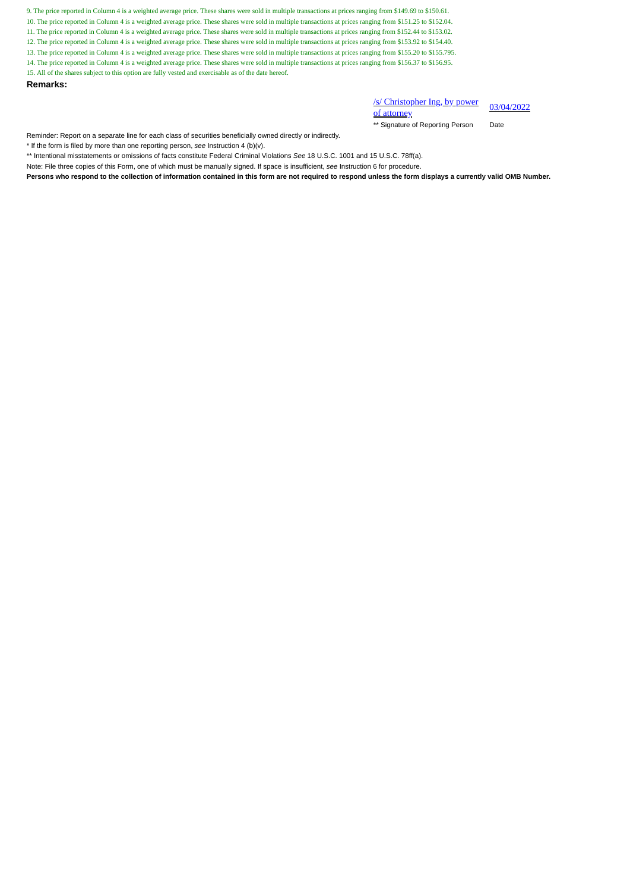9. The price reported in Column 4 is a weighted average price. These shares were sold in multiple transactions at prices ranging from $149.69 to $150.61.

10. The price reported in Column 4 is a weighted average price. These shares were sold in multiple transactions at prices ranging from $151.25 to $152.04.

11. The price reported in Column 4 is a weighted average price. These shares were sold in multiple transactions at prices ranging from $152.44 to $153.02.

12. The price reported in Column 4 is a weighted average price. These shares were sold in multiple transactions at prices ranging from $153.92 to $154.40.

13. The price reported in Column 4 is a weighted average price. These shares were sold in multiple transactions at prices ranging from $155.20 to $155.795.

14. The price reported in Column 4 is a weighted average price. These shares were sold in multiple transactions at prices ranging from $156.37 to $156.95.

15. All of the shares subject to this option are fully vested and exercisable as of the date hereof.

**Remarks:**

| | |
|---|---|
| /s/ Christopher Ing, by power of attorney | 03/04/2022 |
| ** Signature of Reporting Person | Date |

Reminder: Report on a separate line for each class of securities beneficially owned directly or indirectly.

* If the form is filed by more than one reporting person, *see* Instruction 4 (b)(v).

** Intentional misstatements or omissions of facts constitute Federal Criminal Violations *See* 18 U.S.C. 1001 and 15 U.S.C. 78ff(a).

Note: File three copies of this Form, one of which must be manually signed. If space is insufficient, *see* Instruction 6 for procedure.

**Persons who respond to the collection of information contained in this form are not required to respond unless the form displays a currently valid OMB Number.**